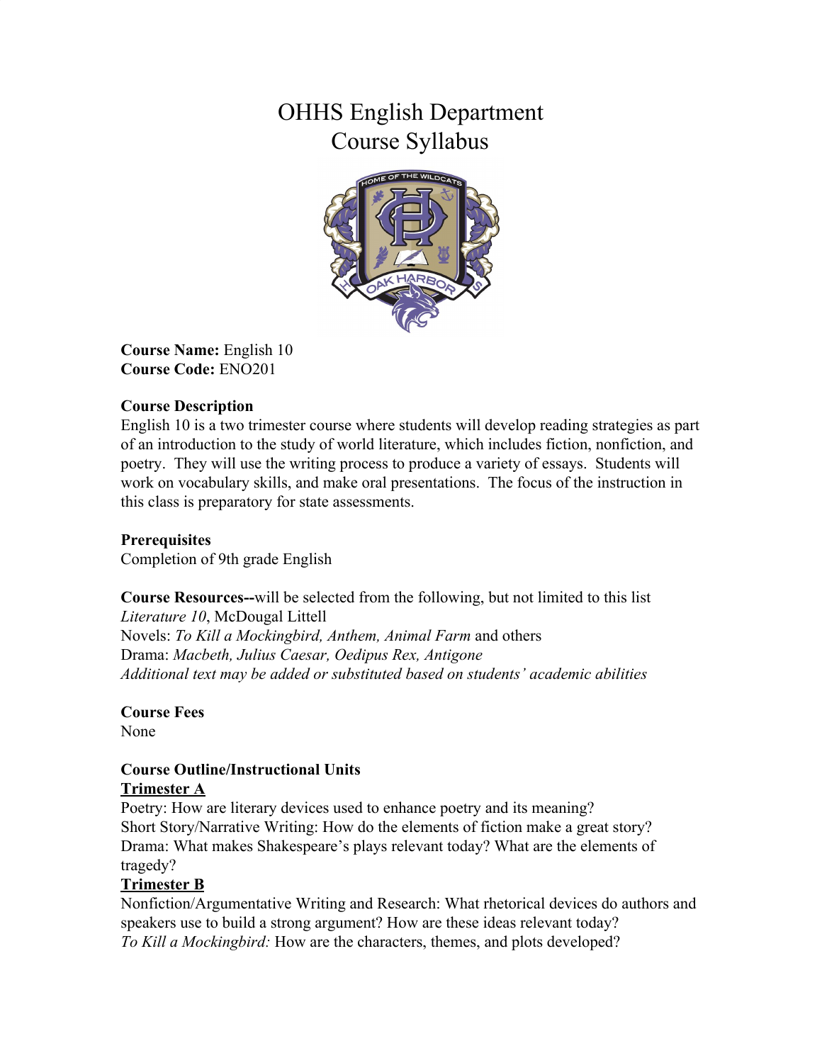# OHHS English Department
# Course Syllabus

**Course Name:** English 10
**Course Code:** ENO201

**Course Description**
English 10 is a two trimester course where students will develop reading strategies as part of an introduction to the study of world literature, which includes fiction, nonfiction, and poetry. They will use the writing process to produce a variety of essays. Students will work on vocabulary skills, and make oral presentations. The focus of the instruction in this class is preparatory for state assessments.

**Prerequisites**
Completion of 9th grade English

**Course Resources--**will be selected from the following, but not limited to this list
*Literature 10*, McDougal Littell
Novels: *To Kill a Mockingbird, Anthem, Animal Farm* and others
Drama: *Macbeth, Julius Caesar, Oedipus Rex, Antigone*
*Additional text may be added or substituted based on students' academic abilities*

**Course Fees**
None

**Course Outline/Instructional Units**

**Trimester A**
Poetry: How are literary devices used to enhance poetry and its meaning?
Short Story/Narrative Writing: How do the elements of fiction make a great story?
Drama: What makes Shakespeare's plays relevant today? What are the elements of tragedy?

**Trimester B**
Nonfiction/Argumentative Writing and Research: What rhetorical devices do authors and speakers use to build a strong argument? How are these ideas relevant today?
*To Kill a Mockingbird:* How are the characters, themes, and plots developed?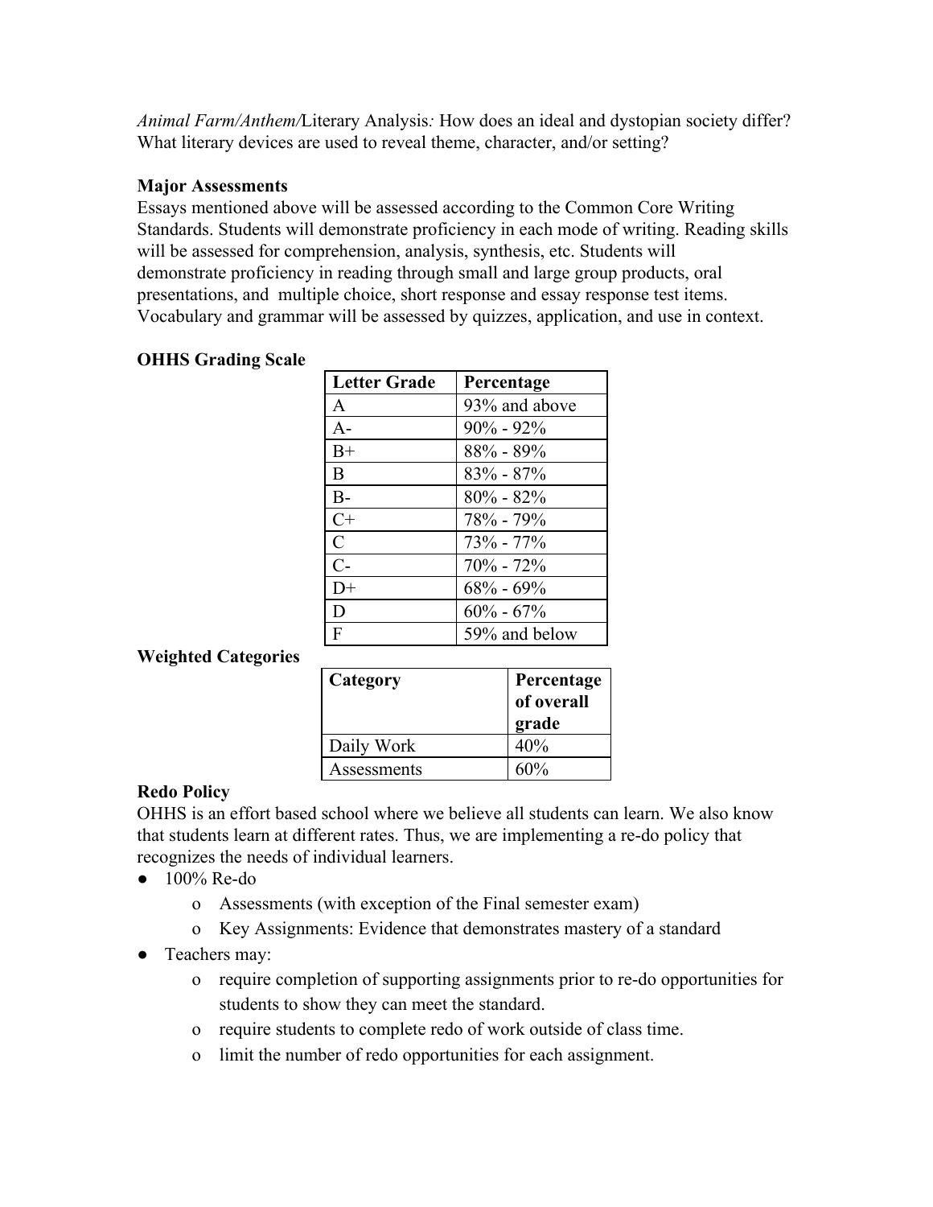*Animal Farm/Anthem/*Literary Analysis*:* How does an ideal and dystopian society differ? What literary devices are used to reveal theme, character, and/or setting?

**Major Assessments**

Essays mentioned above will be assessed according to the Common Core Writing Standards. Students will demonstrate proficiency in each mode of writing. Reading skills will be assessed for comprehension, analysis, synthesis, etc. Students will demonstrate proficiency in reading through small and large group products, oral presentations, and multiple choice, short response and essay response test items. Vocabulary and grammar will be assessed by quizzes, application, and use in context.

**OHHS Grading Scale**

| Letter Grade | Percentage |
|---|---|
| A | 93% and above |
| A- | 90% - 92% |
| B+ | 88% - 89% |
| B | 83% - 87% |
| B- | 80% - 82% |
| C+ | 78% - 79% |
| C | 73% - 77% |
| C- | 70% - 72% |
| D+ | 68% - 69% |
| D | 60% - 67% |
| F | 59% and below |

**Weighted Categories**

| Category | Percentage of overall grade |
|---|---|
| Daily Work | 40% |
| Assessments | 60% |

**Redo Policy**

OHHS is an effort based school where we believe all students can learn. We also know that students learn at different rates. Thus, we are implementing a re-do policy that recognizes the needs of individual learners.

- 100% Re-do
  - Assessments (with exception of the Final semester exam)
  - Key Assignments: Evidence that demonstrates mastery of a standard
- Teachers may:
  - require completion of supporting assignments prior to re-do opportunities for students to show they can meet the standard.
  - require students to complete redo of work outside of class time.
  - limit the number of redo opportunities for each assignment.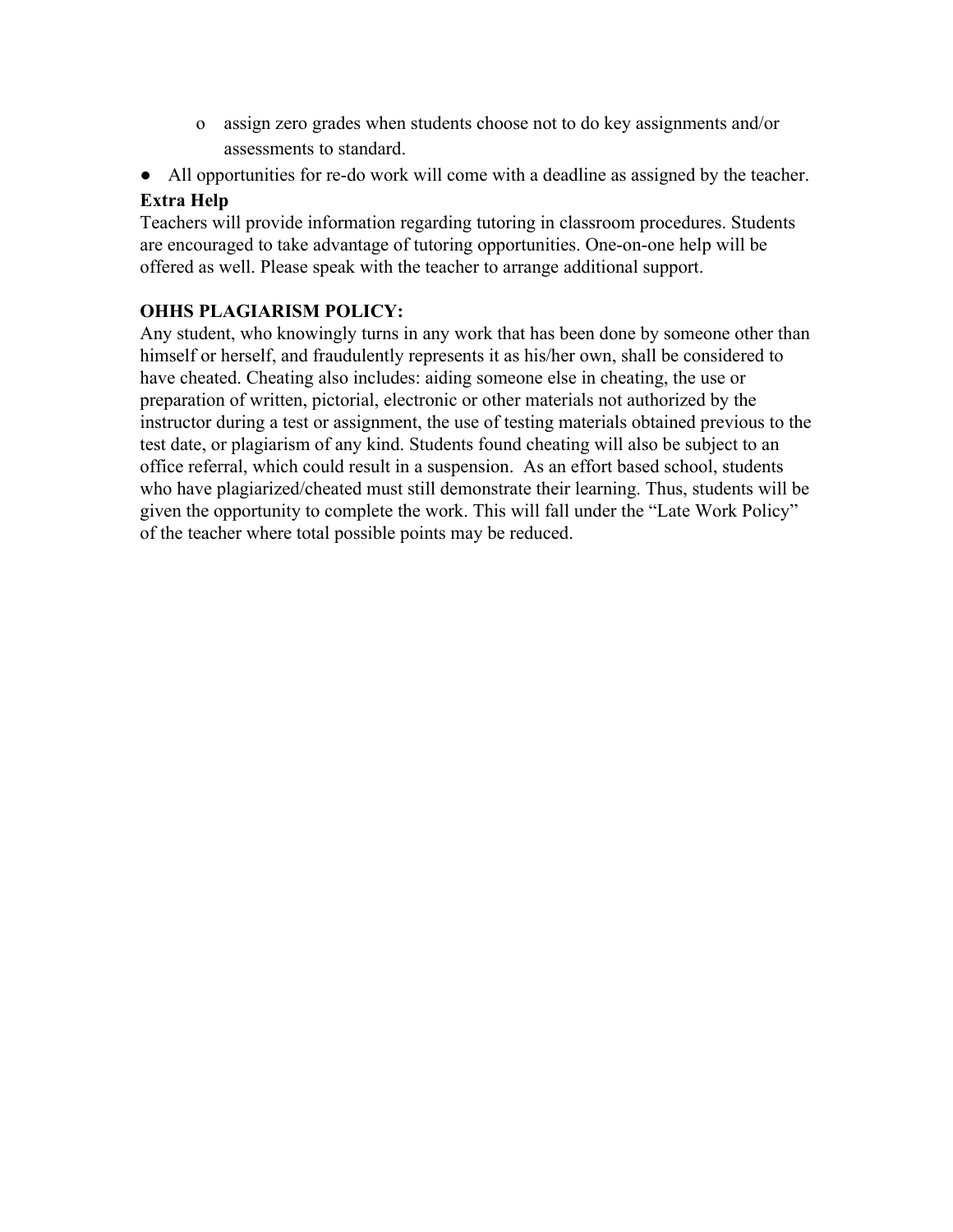- assign zero grades when students choose not to do key assignments and/or assessments to standard.
- All opportunities for re-do work will come with a deadline as assigned by the teacher.

**Extra Help**

Teachers will provide information regarding tutoring in classroom procedures. Students are encouraged to take advantage of tutoring opportunities. One-on-one help will be offered as well. Please speak with the teacher to arrange additional support.

**OHHS PLAGIARISM POLICY:**

Any student, who knowingly turns in any work that has been done by someone other than himself or herself, and fraudulently represents it as his/her own, shall be considered to have cheated. Cheating also includes: aiding someone else in cheating, the use or preparation of written, pictorial, electronic or other materials not authorized by the instructor during a test or assignment, the use of testing materials obtained previous to the test date, or plagiarism of any kind. Students found cheating will also be subject to an office referral, which could result in a suspension. As an effort based school, students who have plagiarized/cheated must still demonstrate their learning. Thus, students will be given the opportunity to complete the work. This will fall under the "Late Work Policy" of the teacher where total possible points may be reduced.